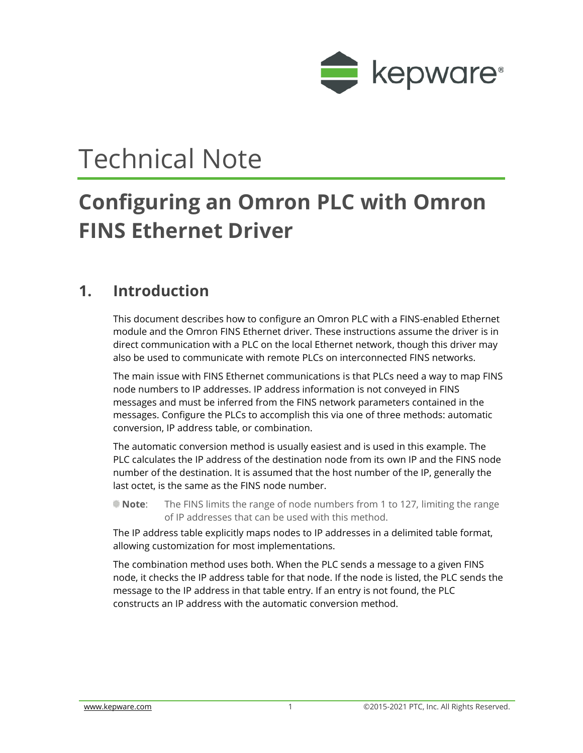# Technical Note

# Configuring an Omron PLC with Omron FINS Ethernet Driver

## 1. Introduction

This document describes how to configure an Omron PLC with a FINS-enabled Ethernet module and the Omron FINS Ethernet driver. These instructions assume the driver is in direct communication with a PLC on the local Ethernet network, though this driver may also be used to communicate with remote PLCs on interconnected FINS networks.

The main issue with FINS Ethernet communications is that PLCs need a way to map FINS node numbers to IP addresses. IP address information is not conveyed in FINS messages and must be inferred from the FINS network parameters contained in the messages. Configure the PLCs to accomplish this via one of three methods: automatic conversion, IP address table, or combination.

The automatic conversion method is usually easiest and is used in this example. The PLC calculates the IP address of the destination node from its own IP and the FINS node number of the destination. It is assumed that the host number of the IP, generally the last octet, is the same as the FINS node number.

**Note**: The FINS limits the range of node numbers from 1 to 127, limiting the range of IP addresses that can be used with this method.

The IP address table explicitly maps nodes to IP addresses in a delimited table format, allowing customization for most implementations.

The combination method uses both. When the PLC sends a message to a given FINS node, it checks the IP address table for that node. If the node is listed, the PLC sends the message to the IP address in that table entry. If an entry is not found, the PLC constructs an IP address with the automatic conversion method.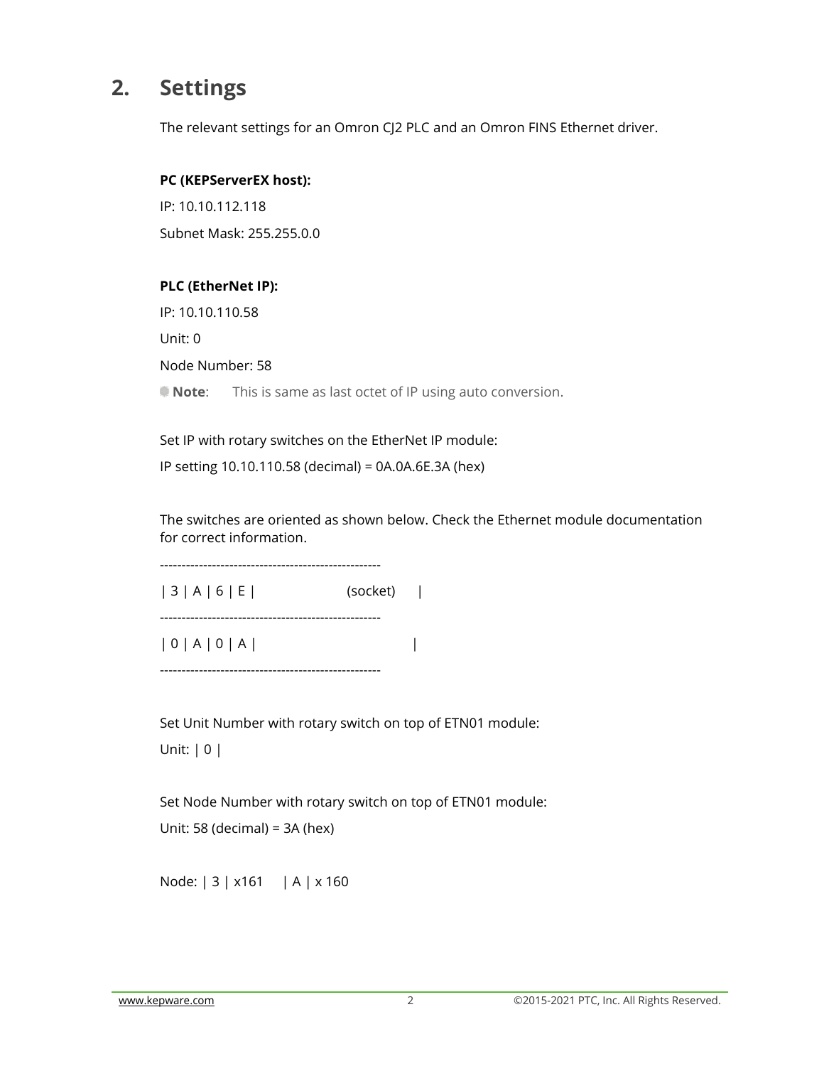## 2. Settings

The relevant settings for an Omron CJ2 PLC and an Omron FINS Ethernet driver.

**PC (KEPServerEX host):**

IP: 10.10.112.118

Subnet Mask: 255.255.0.0

**PLC (EtherNet IP):**

IP: 10.10.110.58

Unit: 0

Node Number: 58

**Note**: This is same as last octet of IP using auto conversion.

Set IP with rotary switches on the EtherNet IP module:

IP setting 10.10.110.58 (decimal) = 0A.0A.6E.3A (hex)

The switches are oriented as shown below. Check the Ethernet module documentation for correct information.

```
---------------------------------------------------
| 3 | A | 6 | E |          (socket)     |
---------------------------------------------------
| 0 | A | 0 | A |                       |
---------------------------------------------------
```

Set Unit Number with rotary switch on top of ETN01 module:

Unit: | 0 |

Set Node Number with rotary switch on top of ETN01 module:

Unit: 58 (decimal) = 3A (hex)

Node: | 3 | x161 | A | x 160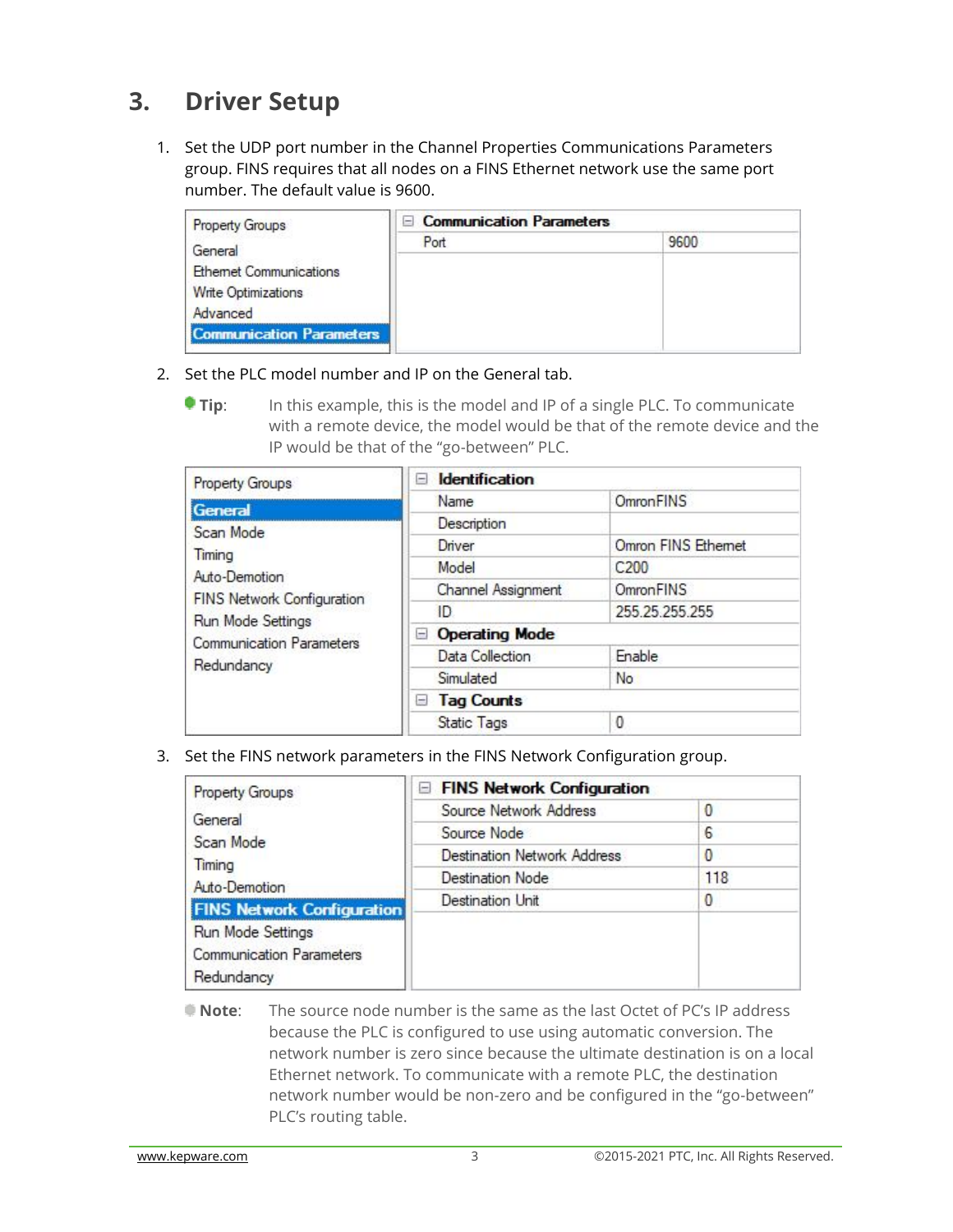# 3. Driver Setup

1. Set the UDP port number in the Channel Properties Communications Parameters group. FINS requires that all nodes on a FINS Ethernet network use the same port number. The default value is 9600.

| Property Groups | Communication Parameters | |
|---|---|---|
| General | Port | 9600 |
| Ethernet Communications | | |
| Write Optimizations | | |
| Advanced | | |
| **Communication Parameters** | | |

2. Set the PLC model number and IP on the General tab.

   **Tip**: In this example, this is the model and IP of a single PLC. To communicate with a remote device, the model would be that of the remote device and the IP would be that of the "go-between" PLC.

| Property Groups | Identification | |
|---|---|---|
| **General** | Name | OmronFINS |
| Scan Mode | Description | |
| Timing | Driver | Omron FINS Ethernet |
| Auto-Demotion | Model | C200 |
| FINS Network Configuration | Channel Assignment | OmronFINS |
| Run Mode Settings | ID | 255.25.255.255 |
| Communication Parameters | **Operating Mode** | |
| Redundancy | Data Collection | Enable |
| | Simulated | No |
| | **Tag Counts** | |
| | Static Tags | 0 |

3. Set the FINS network parameters in the FINS Network Configuration group.

| Property Groups | FINS Network Configuration | |
|---|---|---|
| General | Source Network Address | 0 |
| Scan Mode | Source Node | 6 |
| Timing | Destination Network Address | 0 |
| Auto-Demotion | Destination Node | 118 |
| **FINS Network Configuration** | Destination Unit | 0 |
| Run Mode Settings | | |
| Communication Parameters | | |
| Redundancy | | |

   **Note**: The source node number is the same as the last Octet of PC's IP address because the PLC is configured to use using automatic conversion. The network number is zero since because the ultimate destination is on a local Ethernet network. To communicate with a remote PLC, the destination network number would be non-zero and be configured in the "go-between" PLC's routing table.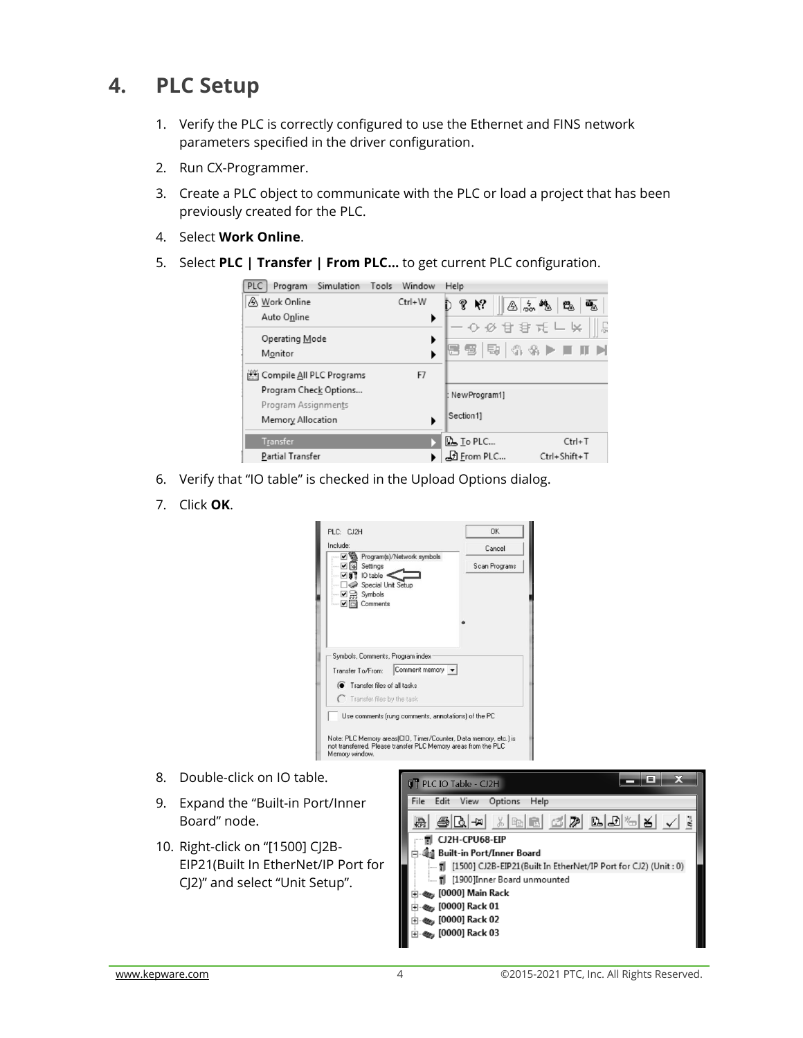# 4. PLC Setup

1. Verify the PLC is correctly configured to use the Ethernet and FINS network parameters specified in the driver configuration.
2. Run CX-Programmer.
3. Create a PLC object to communicate with the PLC or load a project that has been previously created for the PLC.
4. Select **Work Online**.
5. Select **PLC | Transfer | From PLC...** to get current PLC configuration.
6. Verify that "IO table" is checked in the Upload Options dialog.
7. Click **OK**.
8. Double-click on IO table.
9. Expand the "Built-in Port/Inner Board" node.
10. Right-click on "[1500] CJ2B-EIP21(Built In EtherNet/IP Port for CJ2)" and select "Unit Setup".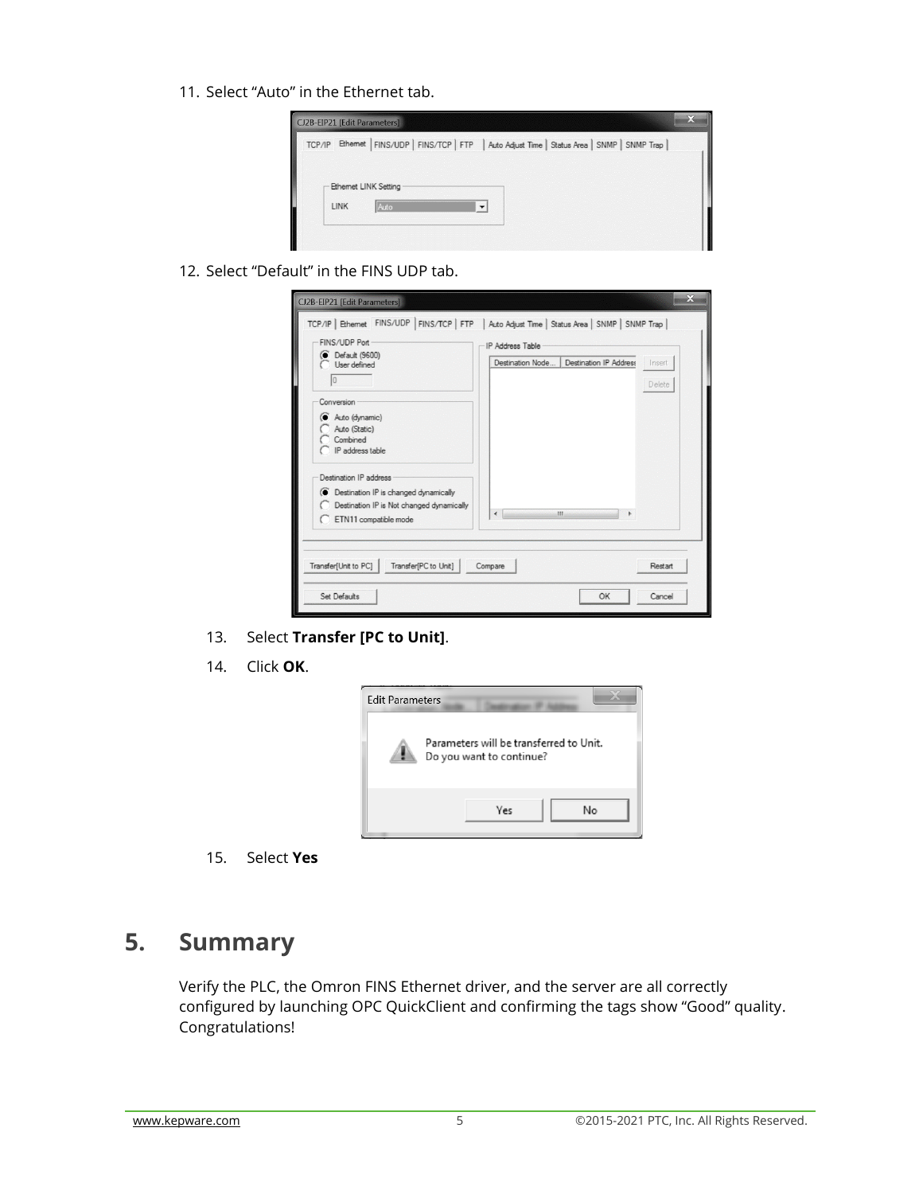11. Select "Auto" in the Ethernet tab.

12. Select "Default" in the FINS UDP tab.

13. Select **Transfer [PC to Unit]**.

14. Click **OK**.

15. Select **Yes**

# 5. Summary

Verify the PLC, the Omron FINS Ethernet driver, and the server are all correctly configured by launching OPC QuickClient and confirming the tags show "Good" quality. Congratulations!